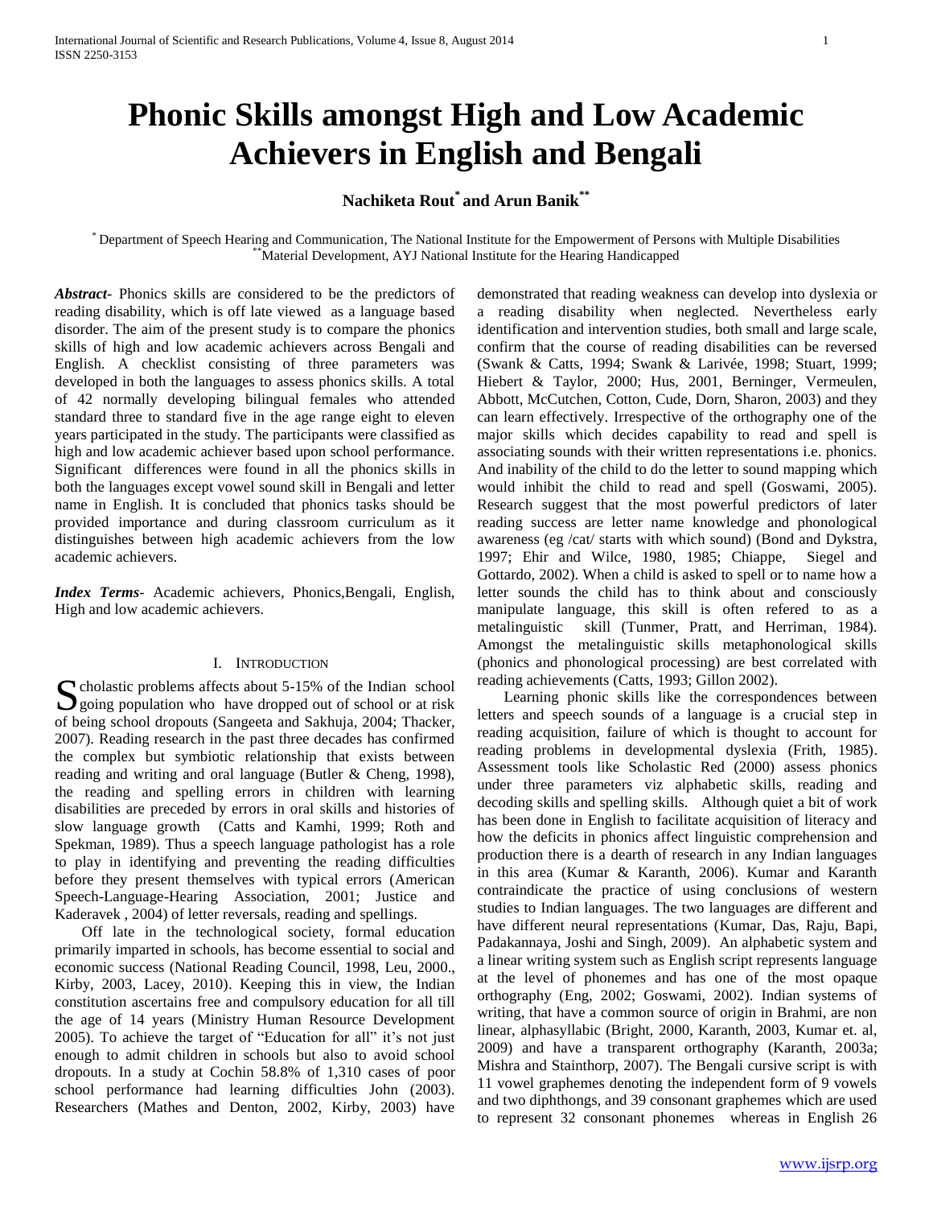# Phonic Skills amongst High and Low Academic Achievers in English and Bengali

**Nachiketa Rout[*] and Arun Banik[**]**

[*] Department of Speech Hearing and Communication, The National Institute for the Empowerment of Persons with Multiple Disabilities
[**] Material Development, AYJ National Institute for the Hearing Handicapped

***Abstract-*** Phonics skills are considered to be the predictors of reading disability, which is off late viewed as a language based disorder. The aim of the present study is to compare the phonics skills of high and low academic achievers across Bengali and English. A checklist consisting of three parameters was developed in both the languages to assess phonics skills. A total of 42 normally developing bilingual females who attended standard three to standard five in the age range eight to eleven years participated in the study. The participants were classified as high and low academic achiever based upon school performance. Significant differences were found in all the phonics skills in both the languages except vowel sound skill in Bengali and letter name in English. It is concluded that phonics tasks should be provided importance and during classroom curriculum as it distinguishes between high academic achievers from the low academic achievers.

***Index Terms*-** Academic achievers, Phonics,Bengali, English, High and low academic achievers.

## I. Introduction

Scholastic problems affects about 5-15% of the Indian school going population who have dropped out of school or at risk of being school dropouts (Sangeeta and Sakhuja, 2004; Thacker, 2007). Reading research in the past three decades has confirmed the complex but symbiotic relationship that exists between reading and writing and oral language (Butler & Cheng, 1998), the reading and spelling errors in children with learning disabilities are preceded by errors in oral skills and histories of slow language growth (Catts and Kamhi, 1999; Roth and Spekman, 1989). Thus a speech language pathologist has a role to play in identifying and preventing the reading difficulties before they present themselves with typical errors (American Speech-Language-Hearing Association, 2001; Justice and Kaderavek , 2004) of letter reversals, reading and spellings.

Off late in the technological society, formal education primarily imparted in schools, has become essential to social and economic success (National Reading Council, 1998, Leu, 2000., Kirby, 2003, Lacey, 2010). Keeping this in view, the Indian constitution ascertains free and compulsory education for all till the age of 14 years (Ministry Human Resource Development 2005). To achieve the target of "Education for all" it's not just enough to admit children in schools but also to avoid school dropouts. In a study at Cochin 58.8% of 1,310 cases of poor school performance had learning difficulties John (2003). Researchers (Mathes and Denton, 2002, Kirby, 2003) have demonstrated that reading weakness can develop into dyslexia or a reading disability when neglected. Nevertheless early identification and intervention studies, both small and large scale, confirm that the course of reading disabilities can be reversed (Swank & Catts, 1994; Swank & Larivée, 1998; Stuart, 1999; Hiebert & Taylor, 2000; Hus, 2001, Berninger, Vermeulen, Abbott, McCutchen, Cotton, Cude, Dorn, Sharon, 2003) and they can learn effectively. Irrespective of the orthography one of the major skills which decides capability to read and spell is associating sounds with their written representations i.e. phonics. And inability of the child to do the letter to sound mapping which would inhibit the child to read and spell (Goswami, 2005). Research suggest that the most powerful predictors of later reading success are letter name knowledge and phonological awareness (eg /cat/ starts with which sound) (Bond and Dykstra, 1997; Ehir and Wilce, 1980, 1985; Chiappe, Siegel and Gottardo, 2002). When a child is asked to spell or to name how a letter sounds the child has to think about and consciously manipulate language, this skill is often refered to as a metalinguistic skill (Tunmer, Pratt, and Herriman, 1984). Amongst the metalinguistic skills metaphonological skills (phonics and phonological processing) are best correlated with reading achievements (Catts, 1993; Gillon 2002).

Learning phonic skills like the correspondences between letters and speech sounds of a language is a crucial step in reading acquisition, failure of which is thought to account for reading problems in developmental dyslexia (Frith, 1985). Assessment tools like Scholastic Red (2000) assess phonics under three parameters viz alphabetic skills, reading and decoding skills and spelling skills. Although quiet a bit of work has been done in English to facilitate acquisition of literacy and how the deficits in phonics affect linguistic comprehension and production there is a dearth of research in any Indian languages in this area (Kumar & Karanth, 2006). Kumar and Karanth contraindicate the practice of using conclusions of western studies to Indian languages. The two languages are different and have different neural representations (Kumar, Das, Raju, Bapi, Padakannaya, Joshi and Singh, 2009). An alphabetic system and a linear writing system such as English script represents language at the level of phonemes and has one of the most opaque orthography (Eng, 2002; Goswami, 2002). Indian systems of writing, that have a common source of origin in Brahmi, are non linear, alphasyllabic (Bright, 2000, Karanth, 2003, Kumar et. al, 2009) and have a transparent orthography (Karanth, 2003a; Mishra and Stainthorp, 2007). The Bengali cursive script is with 11 vowel graphemes denoting the independent form of 9 vowels and two diphthongs, and 39 consonant graphemes which are used to represent 32 consonant phonemes whereas in English 26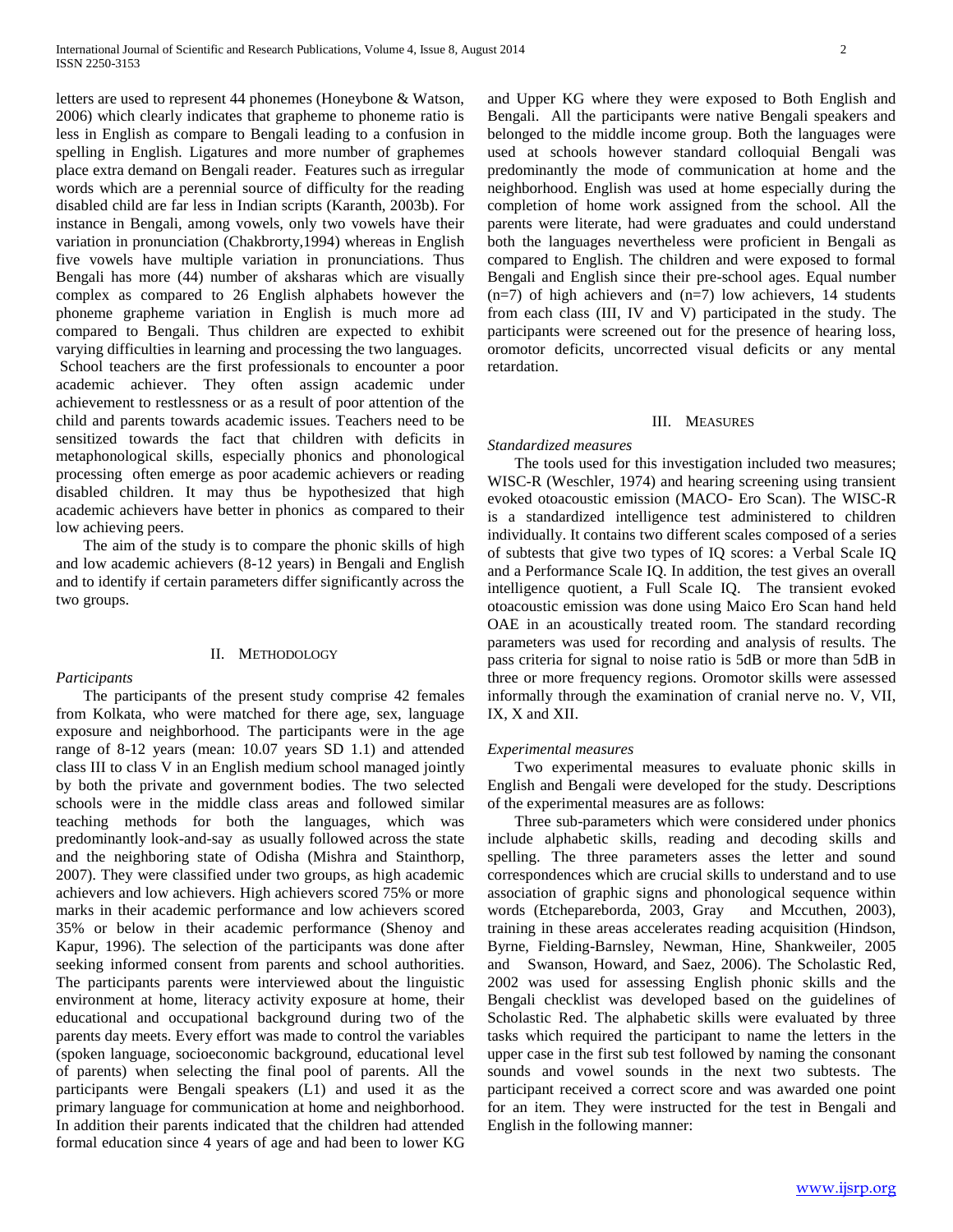letters are used to represent 44 phonemes (Honeybone & Watson, 2006) which clearly indicates that grapheme to phoneme ratio is less in English as compare to Bengali leading to a confusion in spelling in English. Ligatures and more number of graphemes place extra demand on Bengali reader. Features such as irregular words which are a perennial source of difficulty for the reading disabled child are far less in Indian scripts (Karanth, 2003b). For instance in Bengali, among vowels, only two vowels have their variation in pronunciation (Chakbrorty,1994) whereas in English five vowels have multiple variation in pronunciations. Thus Bengali has more (44) number of aksharas which are visually complex as compared to 26 English alphabets however the phoneme grapheme variation in English is much more ad compared to Bengali. Thus children are expected to exhibit varying difficulties in learning and processing the two languages. School teachers are the first professionals to encounter a poor academic achiever. They often assign academic under achievement to restlessness or as a result of poor attention of the child and parents towards academic issues. Teachers need to be sensitized towards the fact that children with deficits in metaphonological skills, especially phonics and phonological processing often emerge as poor academic achievers or reading disabled children. It may thus be hypothesized that high academic achievers have better in phonics as compared to their low achieving peers.

The aim of the study is to compare the phonic skills of high and low academic achievers (8-12 years) in Bengali and English and to identify if certain parameters differ significantly across the two groups.

## II. Methodology

*Participants*

The participants of the present study comprise 42 females from Kolkata, who were matched for there age, sex, language exposure and neighborhood. The participants were in the age range of 8-12 years (mean: 10.07 years SD 1.1) and attended class III to class V in an English medium school managed jointly by both the private and government bodies. The two selected schools were in the middle class areas and followed similar teaching methods for both the languages, which was predominantly look-and-say as usually followed across the state and the neighboring state of Odisha (Mishra and Stainthorp, 2007). They were classified under two groups, as high academic achievers and low achievers. High achievers scored 75% or more marks in their academic performance and low achievers scored 35% or below in their academic performance (Shenoy and Kapur, 1996). The selection of the participants was done after seeking informed consent from parents and school authorities. The participants parents were interviewed about the linguistic environment at home, literacy activity exposure at home, their educational and occupational background during two of the parents day meets. Every effort was made to control the variables (spoken language, socioeconomic background, educational level of parents) when selecting the final pool of parents. All the participants were Bengali speakers (L1) and used it as the primary language for communication at home and neighborhood. In addition their parents indicated that the children had attended formal education since 4 years of age and had been to lower KG and Upper KG where they were exposed to Both English and Bengali. All the participants were native Bengali speakers and belonged to the middle income group. Both the languages were used at schools however standard colloquial Bengali was predominantly the mode of communication at home and the neighborhood. English was used at home especially during the completion of home work assigned from the school. All the parents were literate, had were graduates and could understand both the languages nevertheless were proficient in Bengali as compared to English. The children and were exposed to formal Bengali and English since their pre-school ages. Equal number (n=7) of high achievers and (n=7) low achievers, 14 students from each class (III, IV and V) participated in the study. The participants were screened out for the presence of hearing loss, oromotor deficits, uncorrected visual deficits or any mental retardation.

## III. Measures

*Standardized measures*

The tools used for this investigation included two measures; WISC-R (Weschler, 1974) and hearing screening using transient evoked otoacoustic emission (MACO- Ero Scan). The WISC-R is a standardized intelligence test administered to children individually. It contains two different scales composed of a series of subtests that give two types of IQ scores: a Verbal Scale IQ and a Performance Scale IQ. In addition, the test gives an overall intelligence quotient, a Full Scale IQ. The transient evoked otoacoustic emission was done using Maico Ero Scan hand held OAE in an acoustically treated room. The standard recording parameters was used for recording and analysis of results. The pass criteria for signal to noise ratio is 5dB or more than 5dB in three or more frequency regions. Oromotor skills were assessed informally through the examination of cranial nerve no. V, VII, IX, X and XII.

*Experimental measures*

Two experimental measures to evaluate phonic skills in English and Bengali were developed for the study. Descriptions of the experimental measures are as follows:

Three sub-parameters which were considered under phonics include alphabetic skills, reading and decoding skills and spelling. The three parameters asses the letter and sound correspondences which are crucial skills to understand and to use association of graphic signs and phonological sequence within words (Etchepareborda, 2003, Gray and Mccuthen, 2003), training in these areas accelerates reading acquisition (Hindson, Byrne, Fielding-Barnsley, Newman, Hine, Shankweiler, 2005 and Swanson, Howard, and Saez, 2006). The Scholastic Red, 2002 was used for assessing English phonic skills and the Bengali checklist was developed based on the guidelines of Scholastic Red. The alphabetic skills were evaluated by three tasks which required the participant to name the letters in the upper case in the first sub test followed by naming the consonant sounds and vowel sounds in the next two subtests. The participant received a correct score and was awarded one point for an item. They were instructed for the test in Bengali and English in the following manner: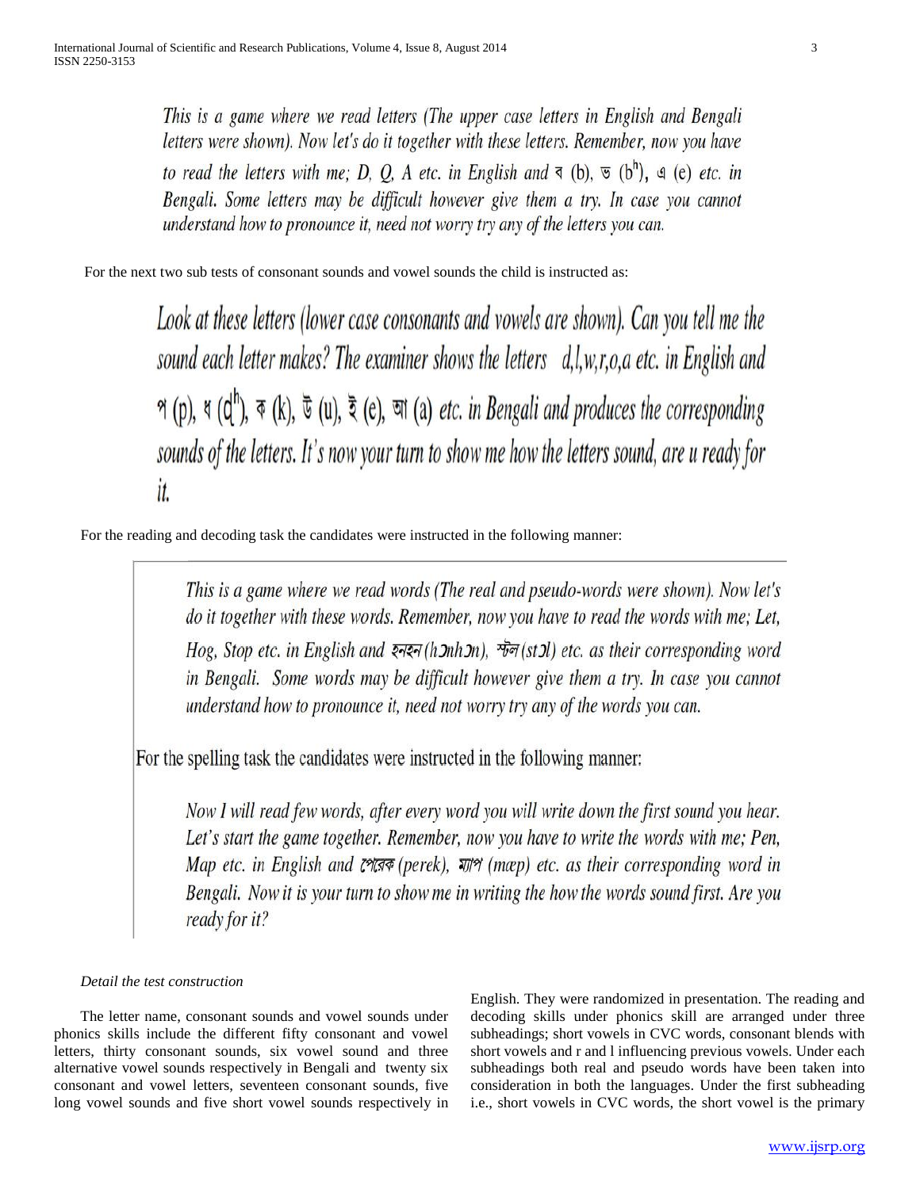*This is a game where we read letters (The upper case letters in English and Bengali letters were shown). Now let's do it together with these letters. Remember, now you have to read the letters with me; D, Q, A etc. in English and ব (b), ভ (bʰ), এ (e) etc. in Bengali. Some letters may be difficult however give them a try. In case you cannot understand how to pronounce it, need not worry try any of the letters you can.*

For the next two sub tests of consonant sounds and vowel sounds the child is instructed as:

*Look at these letters (lower case consonants and vowels are shown). Can you tell me the sound each letter makes? The examiner shows the letters d,l,w,r,o,a etc. in English and প (p), ধ (dʰ), ক (k), উ (u), ই (e), আ (a) etc. in Bengali and produces the corresponding sounds of the letters. It's now your turn to show me how the letters sound, are u ready for it.*

For the reading and decoding task the candidates were instructed in the following manner:

*This is a game where we read words (The real and pseudo-words were shown). Now let's do it together with these words. Remember, now you have to read the words with me; Let, Hog, Stop etc. in English and হনহন (hɔnhɔn), স্টল (stɔl) etc. as their corresponding word in Bengali. Some words may be difficult however give them a try. In case you cannot understand how to pronounce it, need not worry try any of the words you can.*

For the spelling task the candidates were instructed in the following manner:

*Now I will read few words, after every word you will write down the first sound you hear. Let's start the game together. Remember, now you have to write the words with me; Pen, Map etc. in English and পেরেক (perek), ম্যাপ (mæp) etc. as their corresponding word in Bengali. Now it is your turn to show me in writing the how the words sound first. Are you ready for it?*

*Detail the test construction*

The letter name, consonant sounds and vowel sounds under phonics skills include the different fifty consonant and vowel letters, thirty consonant sounds, six vowel sound and three alternative vowel sounds respectively in Bengali and twenty six consonant and vowel letters, seventeen consonant sounds, five long vowel sounds and five short vowel sounds respectively in English. They were randomized in presentation. The reading and decoding skills under phonics skill are arranged under three subheadings; short vowels in CVC words, consonant blends with short vowels and r and l influencing previous vowels. Under each subheadings both real and pseudo words have been taken into consideration in both the languages. Under the first subheading i.e., short vowels in CVC words, the short vowel is the primary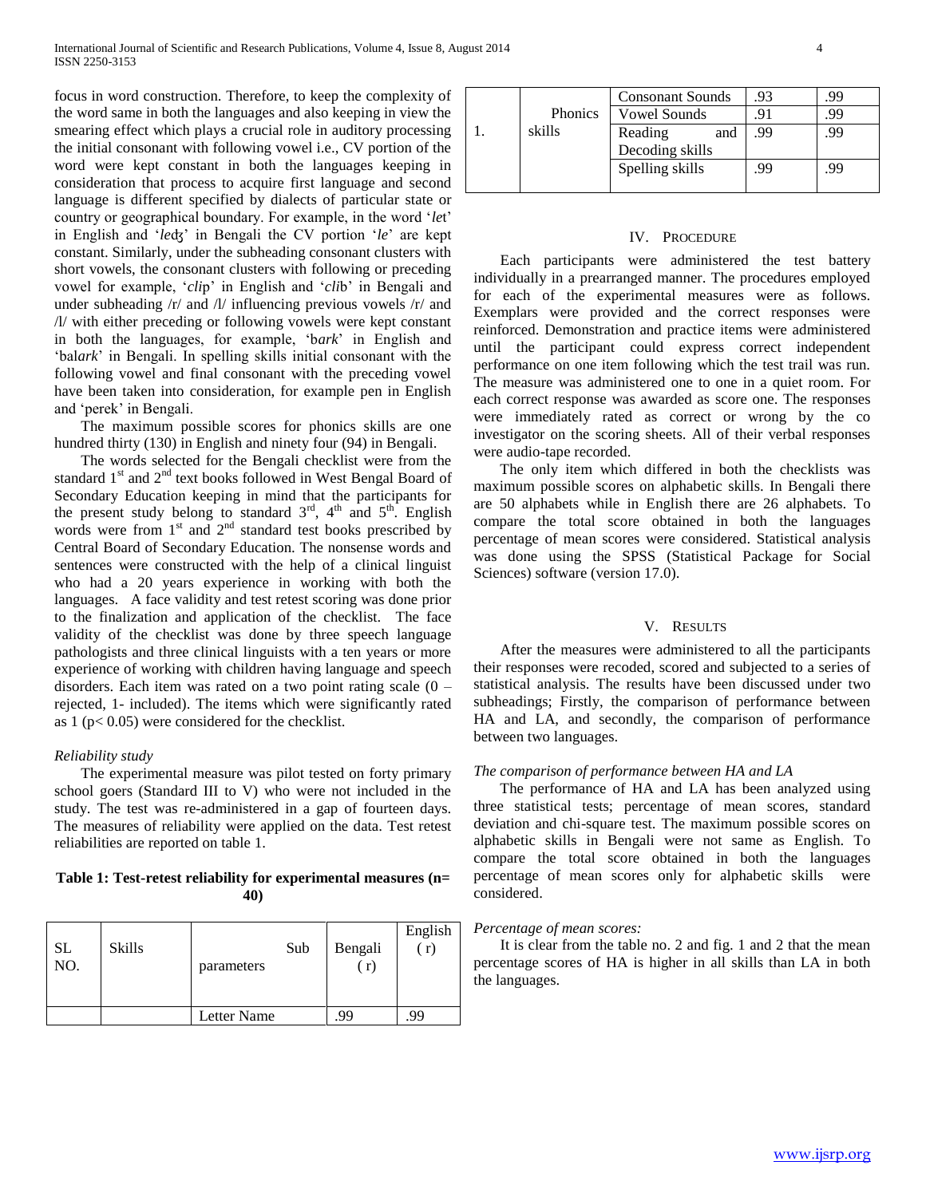focus in word construction. Therefore, to keep the complexity of the word same in both the languages and also keeping in view the smearing effect which plays a crucial role in auditory processing the initial consonant with following vowel i.e., CV portion of the word were kept constant in both the languages keeping in consideration that process to acquire first language and second language is different specified by dialects of particular state or country or geographical boundary. For example, in the word '*le*t' in English and '*le*ʤ' in Bengali the CV portion '*le*' are kept constant. Similarly, under the subheading consonant clusters with short vowels, the consonant clusters with following or preceding vowel for example, '*cli*p' in English and '*cli*b' in Bengali and under subheading /r/ and /l/ influencing previous vowels /r/ and /l/ with either preceding or following vowels were kept constant in both the languages, for example, 'b*ark*' in English and 'bal*ark*' in Bengali. In spelling skills initial consonant with the following vowel and final consonant with the preceding vowel have been taken into consideration, for example pen in English and 'perek' in Bengali.

The maximum possible scores for phonics skills are one hundred thirty (130) in English and ninety four (94) in Bengali.

The words selected for the Bengali checklist were from the standard 1st and 2nd text books followed in West Bengal Board of Secondary Education keeping in mind that the participants for the present study belong to standard 3rd, 4th and 5th. English words were from 1st and 2nd standard test books prescribed by Central Board of Secondary Education. The nonsense words and sentences were constructed with the help of a clinical linguist who had a 20 years experience in working with both the languages. A face validity and test retest scoring was done prior to the finalization and application of the checklist. The face validity of the checklist was done by three speech language pathologists and three clinical linguists with a ten years or more experience of working with children having language and speech disorders. Each item was rated on a two point rating scale (0 – rejected, 1- included). The items which were significantly rated as 1 ($p < 0.05$) were considered for the checklist.

*Reliability study*

The experimental measure was pilot tested on forty primary school goers (Standard III to V) who were not included in the study. The test was re-administered in a gap of fourteen days. The measures of reliability were applied on the data. Test retest reliabilities are reported on table 1.

**Table 1: Test-retest reliability for experimental measures (n= 40)**

| SL NO. | Skills | Sub parameters | Bengali (r) | English (r) |
|---|---|---|---|---|
| | | Letter Name | .99 | .99 |
| 1. | Phonics skills | Consonant Sounds | .93 | .99 |
| | | Vowel Sounds | .91 | .99 |
| | | Reading and Decoding skills | .99 | .99 |
| | | Spelling skills | .99 | .99 |

## IV. Procedure

Each participants were administered the test battery individually in a prearranged manner. The procedures employed for each of the experimental measures were as follows. Exemplars were provided and the correct responses were reinforced. Demonstration and practice items were administered until the participant could express correct independent performance on one item following which the test trail was run. The measure was administered one to one in a quiet room. For each correct response was awarded as score one. The responses were immediately rated as correct or wrong by the co investigator on the scoring sheets. All of their verbal responses were audio-tape recorded.

The only item which differed in both the checklists was maximum possible scores on alphabetic skills. In Bengali there are 50 alphabets while in English there are 26 alphabets. To compare the total score obtained in both the languages percentage of mean scores were considered. Statistical analysis was done using the SPSS (Statistical Package for Social Sciences) software (version 17.0).

## V. Results

After the measures were administered to all the participants their responses were recoded, scored and subjected to a series of statistical analysis. The results have been discussed under two subheadings; Firstly, the comparison of performance between HA and LA, and secondly, the comparison of performance between two languages.

*The comparison of performance between HA and LA*

The performance of HA and LA has been analyzed using three statistical tests; percentage of mean scores, standard deviation and chi-square test. The maximum possible scores on alphabetic skills in Bengali were not same as English. To compare the total score obtained in both the languages percentage of mean scores only for alphabetic skills were considered.

*Percentage of mean scores:*

It is clear from the table no. 2 and fig. 1 and 2 that the mean percentage scores of HA is higher in all skills than LA in both the languages.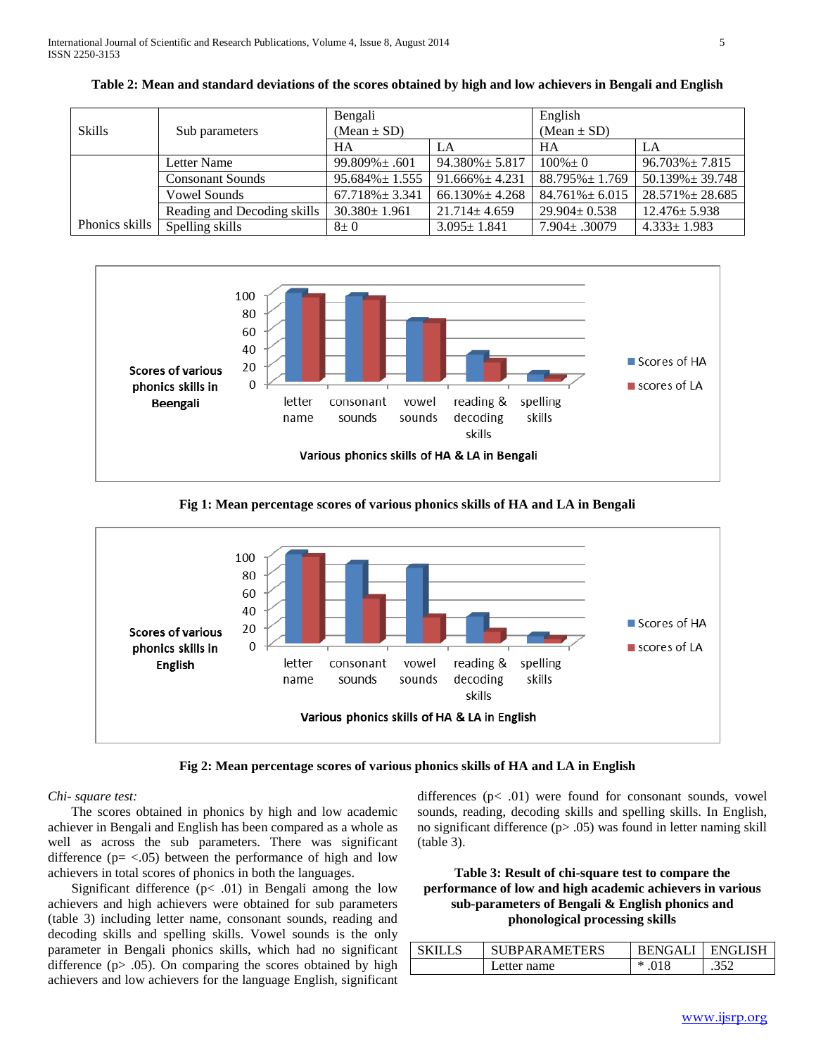**Table 2: Mean and standard deviations of the scores obtained by high and low achievers in Bengali and English**

| Skills | Sub parameters | Bengali (Mean ± SD) | | English (Mean ± SD) | |
|---|---|---|---|---|---|
| | | HA | LA | HA | LA |
| Phonics skills | Letter Name | 99.809%± .601 | 94.380%± 5.817 | 100%± 0 | 96.703%± 7.815 |
| | Consonant Sounds | 95.684%± 1.555 | 91.666%± 4.231 | 88.795%± 1.769 | 50.139%± 39.748 |
| | Vowel Sounds | 67.718%± 3.341 | 66.130%± 4.268 | 84.761%± 6.015 | 28.571%± 28.685 |
| | Reading and Decoding skills | 30.380± 1.961 | 21.714± 4.659 | 29.904± 0.538 | 12.476± 5.938 |
| | Spelling skills | 8± 0 | 3.095± 1.841 | 7.904± .30079 | 4.333± 1.983 |

**Fig 1: Mean percentage scores of various phonics skills of HA and LA in Bengali**

**Fig 2: Mean percentage scores of various phonics skills of HA and LA in English**

*Chi- square test:*

The scores obtained in phonics by high and low academic achiever in Bengali and English has been compared as a whole as well as across the sub parameters. There was significant difference (p= <.05) between the performance of high and low achievers in total scores of phonics in both the languages.

Significant difference (p< .01) in Bengali among the low achievers and high achievers were obtained for sub parameters (table 3) including letter name, consonant sounds, reading and decoding skills and spelling skills. Vowel sounds is the only parameter in Bengali phonics skills, which had no significant difference (p> .05). On comparing the scores obtained by high achievers and low achievers for the language English, significant differences (p< .01) were found for consonant sounds, vowel sounds, reading, decoding skills and spelling skills. In English, no significant difference (p> .05) was found in letter naming skill (table 3).

**Table 3: Result of chi-square test to compare the performance of low and high academic achievers in various sub-parameters of Bengali & English phonics and phonological processing skills**

| SKILLS | SUBPARAMETERS | BENGALI | ENGLISH |
|---|---|---|---|
| | Letter name | * .018 | .352 |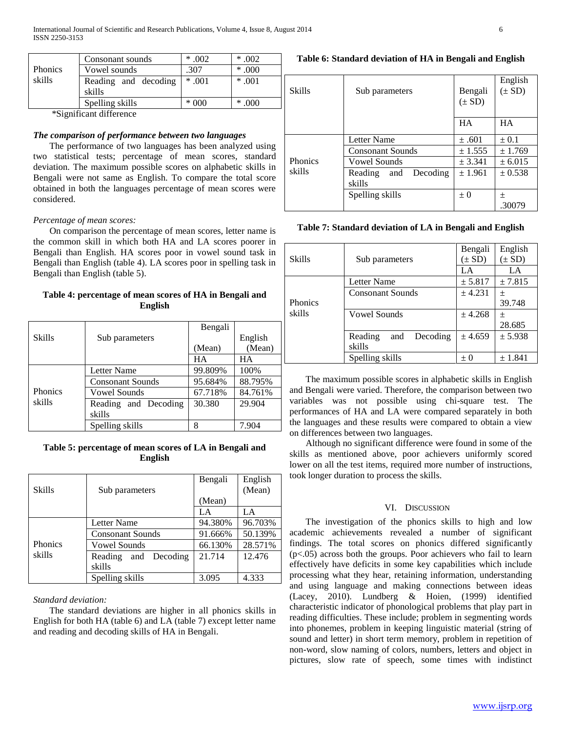| | | | |
|---|---|---|---|
| Phonics skills | Consonant sounds | * .002 | * .002 |
| | Vowel sounds | .307 | * .000 |
| | Reading and decoding skills | * .001 | * .001 |
| | Spelling skills | * 000 | * .000 |

*Significant difference

***The comparison of performance between two languages***

The performance of two languages has been analyzed using two statistical tests; percentage of mean scores, standard deviation. The maximum possible scores on alphabetic skills in Bengali were not same as English. To compare the total score obtained in both the languages percentage of mean scores were considered.

*Percentage of mean scores:*

On comparison the percentage of mean scores, letter name is the common skill in which both HA and LA scores poorer in Bengali than English. HA scores poor in vowel sound task in Bengali than English (table 4). LA scores poor in spelling task in Bengali than English (table 5).

**Table 4: percentage of mean scores of HA in Bengali and English**

| Skills | Sub parameters | Bengali (Mean) | English (Mean) |
|---|---|---|---|
| | | HA | HA |
| Phonics skills | Letter Name | 99.809% | 100% |
| | Consonant Sounds | 95.684% | 88.795% |
| | Vowel Sounds | 67.718% | 84.761% |
| | Reading and Decoding skills | 30.380 | 29.904 |
| | Spelling skills | 8 | 7.904 |

**Table 5: percentage of mean scores of LA in Bengali and English**

| Skills | Sub parameters | Bengali (Mean) | English (Mean) |
|---|---|---|---|
| | | LA | LA |
| Phonics skills | Letter Name | 94.380% | 96.703% |
| | Consonant Sounds | 91.666% | 50.139% |
| | Vowel Sounds | 66.130% | 28.571% |
| | Reading and Decoding skills | 21.714 | 12.476 |
| | Spelling skills | 3.095 | 4.333 |

*Standard deviation:*

The standard deviations are higher in all phonics skills in English for both HA (table 6) and LA (table 7) except letter name and reading and decoding skills of HA in Bengali.

**Table 6: Standard deviation of HA in Bengali and English**

| Skills | Sub parameters | Bengali (± SD) | English (± SD) |
|---|---|---|---|
| | | HA | HA |
| Phonics skills | Letter Name | ± .601 | ± 0.1 |
| | Consonant Sounds | ± 1.555 | ± 1.769 |
| | Vowel Sounds | ± 3.341 | ± 6.015 |
| | Reading and Decoding skills | ± 1.961 | ± 0.538 |
| | Spelling skills | ± 0 | ± .30079 |

**Table 7: Standard deviation of LA in Bengali and English**

| Skills | Sub parameters | Bengali (± SD) | English (± SD) |
|---|---|---|---|
| | | LA | LA |
| Phonics skills | Letter Name | ± 5.817 | ± 7.815 |
| | Consonant Sounds | ± 4.231 | ± 39.748 |
| | Vowel Sounds | ± 4.268 | ± 28.685 |
| | Reading and Decoding skills | ± 4.659 | ± 5.938 |
| | Spelling skills | ± 0 | ± 1.841 |

The maximum possible scores in alphabetic skills in English and Bengali were varied. Therefore, the comparison between two variables was not possible using chi-square test. The performances of HA and LA were compared separately in both the languages and these results were compared to obtain a view on differences between two languages.

Although no significant difference were found in some of the skills as mentioned above, poor achievers uniformly scored lower on all the test items, required more number of instructions, took longer duration to process the skills.

## VI. Discussion

The investigation of the phonics skills to high and low academic achievements revealed a number of significant findings. The total scores on phonics differed significantly ($p<.05$) across both the groups. Poor achievers who fail to learn effectively have deficits in some key capabilities which include processing what they hear, retaining information, understanding and using language and making connections between ideas (Lacey, 2010). Lundberg & Hoien, (1999) identified characteristic indicator of phonological problems that play part in reading difficulties. These include; problem in segmenting words into phonemes, problem in keeping linguistic material (string of sound and letter) in short term memory, problem in repetition of non-word, slow naming of colors, numbers, letters and object in pictures, slow rate of speech, some times with indistinct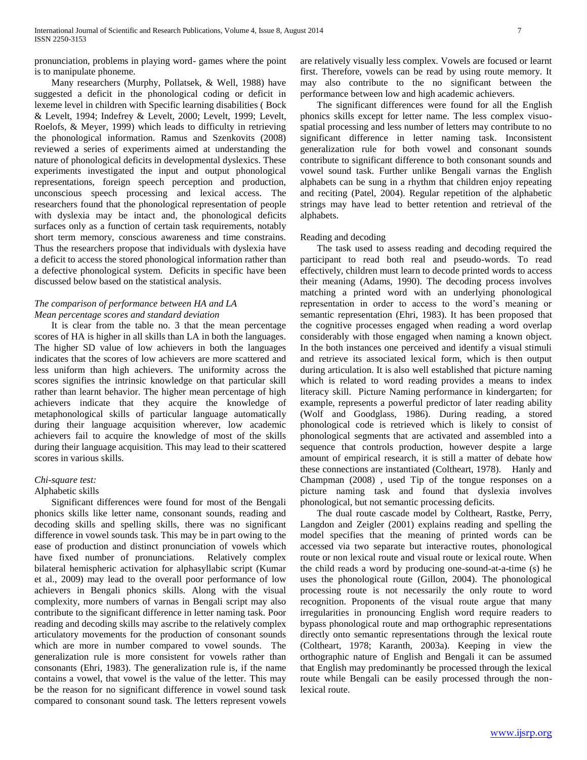pronunciation, problems in playing word- games where the point is to manipulate phoneme.

Many researchers (Murphy, Pollatsek, & Well, 1988) have suggested a deficit in the phonological coding or deficit in lexeme level in children with Specific learning disabilities ( Bock & Levelt, 1994; Indefrey & Levelt, 2000; Levelt, 1999; Levelt, Roelofs, & Meyer, 1999) which leads to difficulty in retrieving the phonological information. Ramus and Szenkovits (2008) reviewed a series of experiments aimed at understanding the nature of phonological deficits in developmental dyslexics. These experiments investigated the input and output phonological representations, foreign speech perception and production, unconscious speech processing and lexical access. The researchers found that the phonological representation of people with dyslexia may be intact and, the phonological deficits surfaces only as a function of certain task requirements, notably short term memory, conscious awareness and time constrains. Thus the researchers propose that individuals with dyslexia have a deficit to access the stored phonological information rather than a defective phonological system. Deficits in specific have been discussed below based on the statistical analysis.

*The comparison of performance between HA and LA*
*Mean percentage scores and standard deviation*

It is clear from the table no. 3 that the mean percentage scores of HA is higher in all skills than LA in both the languages. The higher SD value of low achievers in both the languages indicates that the scores of low achievers are more scattered and less uniform than high achievers. The uniformity across the scores signifies the intrinsic knowledge on that particular skill rather than learnt behavior. The higher mean percentage of high achievers indicate that they acquire the knowledge of metaphonological skills of particular language automatically during their language acquisition wherever, low academic achievers fail to acquire the knowledge of most of the skills during their language acquisition. This may lead to their scattered scores in various skills.

*Chi-square test:*
Alphabetic skills

Significant differences were found for most of the Bengali phonics skills like letter name, consonant sounds, reading and decoding skills and spelling skills, there was no significant difference in vowel sounds task. This may be in part owing to the ease of production and distinct pronunciation of vowels which have fixed number of pronunciations. Relatively complex bilateral hemispheric activation for alphasyllabic script (Kumar et al., 2009) may lead to the overall poor performance of low achievers in Bengali phonics skills. Along with the visual complexity, more numbers of varnas in Bengali script may also contribute to the significant difference in letter naming task. Poor reading and decoding skills may ascribe to the relatively complex articulatory movements for the production of consonant sounds which are more in number compared to vowel sounds. The generalization rule is more consistent for vowels rather than consonants (Ehri, 1983). The generalization rule is, if the name contains a vowel, that vowel is the value of the letter. This may be the reason for no significant difference in vowel sound task compared to consonant sound task. The letters represent vowels are relatively visually less complex. Vowels are focused or learnt first. Therefore, vowels can be read by using route memory. It may also contribute to the no significant between the performance between low and high academic achievers.

The significant differences were found for all the English phonics skills except for letter name. The less complex visuo-spatial processing and less number of letters may contribute to no significant difference in letter naming task. Inconsistent generalization rule for both vowel and consonant sounds contribute to significant difference to both consonant sounds and vowel sound task. Further unlike Bengali varnas the English alphabets can be sung in a rhythm that children enjoy repeating and reciting (Patel, 2004). Regular repetition of the alphabetic strings may have lead to better retention and retrieval of the alphabets.

Reading and decoding

The task used to assess reading and decoding required the participant to read both real and pseudo-words. To read effectively, children must learn to decode printed words to access their meaning (Adams, 1990). The decoding process involves matching a printed word with an underlying phonological representation in order to access to the word's meaning or semantic representation (Ehri, 1983). It has been proposed that the cognitive processes engaged when reading a word overlap considerably with those engaged when naming a known object. In the both instances one perceived and identify a visual stimuli and retrieve its associated lexical form, which is then output during articulation. It is also well established that picture naming which is related to word reading provides a means to index literacy skill. Picture Naming performance in kindergarten; for example, represents a powerful predictor of later reading ability (Wolf and Goodglass, 1986). During reading, a stored phonological code is retrieved which is likely to consist of phonological segments that are activated and assembled into a sequence that controls production, however despite a large amount of empirical research, it is still a matter of debate how these connections are instantiated (Coltheart, 1978). Hanly and Champman (2008) , used Tip of the tongue responses on a picture naming task and found that dyslexia involves phonological, but not semantic processing deficits.

The dual route cascade model by Coltheart, Rastke, Perry, Langdon and Zeigler (2001) explains reading and spelling the model specifies that the meaning of printed words can be accessed via two separate but interactive routes, phonological route or non lexical route and visual route or lexical route. When the child reads a word by producing one-sound-at-a-time (s) he uses the phonological route (Gillon, 2004). The phonological processing route is not necessarily the only route to word recognition. Proponents of the visual route argue that many irregularities in pronouncing English word require readers to bypass phonological route and map orthographic representations directly onto semantic representations through the lexical route (Coltheart, 1978; Karanth, 2003a). Keeping in view the orthographic nature of English and Bengali it can be assumed that English may predominantly be processed through the lexical route while Bengali can be easily processed through the non-lexical route.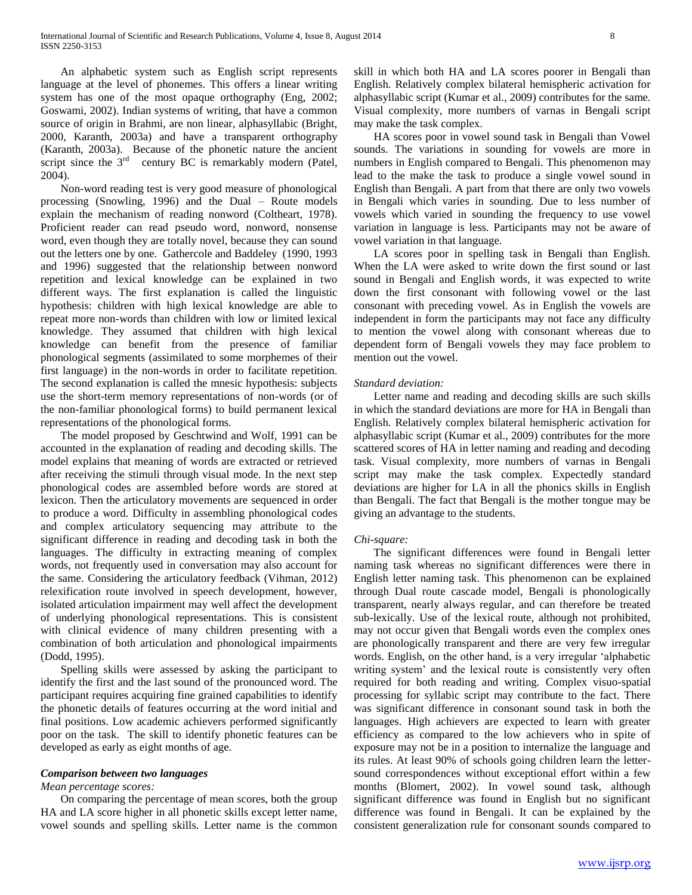An alphabetic system such as English script represents language at the level of phonemes. This offers a linear writing system has one of the most opaque orthography (Eng, 2002; Goswami, 2002). Indian systems of writing, that have a common source of origin in Brahmi, are non linear, alphasyllabic (Bright, 2000, Karanth, 2003a) and have a transparent orthography (Karanth, 2003a). Because of the phonetic nature the ancient script since the 3rd century BC is remarkably modern (Patel, 2004).

Non-word reading test is very good measure of phonological processing (Snowling, 1996) and the Dual – Route models explain the mechanism of reading nonword (Coltheart, 1978). Proficient reader can read pseudo word, nonword, nonsense word, even though they are totally novel, because they can sound out the letters one by one. Gathercole and Baddeley (1990, 1993 and 1996) suggested that the relationship between nonword repetition and lexical knowledge can be explained in two different ways. The first explanation is called the linguistic hypothesis: children with high lexical knowledge are able to repeat more non-words than children with low or limited lexical knowledge. They assumed that children with high lexical knowledge can benefit from the presence of familiar phonological segments (assimilated to some morphemes of their first language) in the non-words in order to facilitate repetition. The second explanation is called the mnesic hypothesis: subjects use the short-term memory representations of non-words (or of the non-familiar phonological forms) to build permanent lexical representations of the phonological forms.

The model proposed by Geschtwind and Wolf, 1991 can be accounted in the explanation of reading and decoding skills. The model explains that meaning of words are extracted or retrieved after receiving the stimuli through visual mode. In the next step phonological codes are assembled before words are stored at lexicon. Then the articulatory movements are sequenced in order to produce a word. Difficulty in assembling phonological codes and complex articulatory sequencing may attribute to the significant difference in reading and decoding task in both the languages. The difficulty in extracting meaning of complex words, not frequently used in conversation may also account for the same. Considering the articulatory feedback (Vihman, 2012) relexification route involved in speech development, however, isolated articulation impairment may well affect the development of underlying phonological representations. This is consistent with clinical evidence of many children presenting with a combination of both articulation and phonological impairments (Dodd, 1995).

Spelling skills were assessed by asking the participant to identify the first and the last sound of the pronounced word. The participant requires acquiring fine grained capabilities to identify the phonetic details of features occurring at the word initial and final positions. Low academic achievers performed significantly poor on the task. The skill to identify phonetic features can be developed as early as eight months of age.

### *Comparison between two languages*

*Mean percentage scores:*

On comparing the percentage of mean scores, both the group HA and LA score higher in all phonetic skills except letter name, vowel sounds and spelling skills. Letter name is the common skill in which both HA and LA scores poorer in Bengali than English. Relatively complex bilateral hemispheric activation for alphasyllabic script (Kumar et al., 2009) contributes for the same. Visual complexity, more numbers of varnas in Bengali script may make the task complex.

HA scores poor in vowel sound task in Bengali than Vowel sounds. The variations in sounding for vowels are more in numbers in English compared to Bengali. This phenomenon may lead to the make the task to produce a single vowel sound in English than Bengali. A part from that there are only two vowels in Bengali which varies in sounding. Due to less number of vowels which varied in sounding the frequency to use vowel variation in language is less. Participants may not be aware of vowel variation in that language.

LA scores poor in spelling task in Bengali than English. When the LA were asked to write down the first sound or last sound in Bengali and English words, it was expected to write down the first consonant with following vowel or the last consonant with preceding vowel. As in English the vowels are independent in form the participants may not face any difficulty to mention the vowel along with consonant whereas due to dependent form of Bengali vowels they may face problem to mention out the vowel.

*Standard deviation:*

Letter name and reading and decoding skills are such skills in which the standard deviations are more for HA in Bengali than English. Relatively complex bilateral hemispheric activation for alphasyllabic script (Kumar et al., 2009) contributes for the more scattered scores of HA in letter naming and reading and decoding task. Visual complexity, more numbers of varnas in Bengali script may make the task complex. Expectedly standard deviations are higher for LA in all the phonics skills in English than Bengali. The fact that Bengali is the mother tongue may be giving an advantage to the students.

*Chi-square:*

The significant differences were found in Bengali letter naming task whereas no significant differences were there in English letter naming task. This phenomenon can be explained through Dual route cascade model, Bengali is phonologically transparent, nearly always regular, and can therefore be treated sub-lexically. Use of the lexical route, although not prohibited, may not occur given that Bengali words even the complex ones are phonologically transparent and there are very few irregular words. English, on the other hand, is a very irregular 'alphabetic writing system' and the lexical route is consistently very often required for both reading and writing. Complex visuo-spatial processing for syllabic script may contribute to the fact. There was significant difference in consonant sound task in both the languages. High achievers are expected to learn with greater efficiency as compared to the low achievers who in spite of exposure may not be in a position to internalize the language and its rules. At least 90% of schools going children learn the letter-sound correspondences without exceptional effort within a few months (Blomert, 2002). In vowel sound task, although significant difference was found in English but no significant difference was found in Bengali. It can be explained by the consistent generalization rule for consonant sounds compared to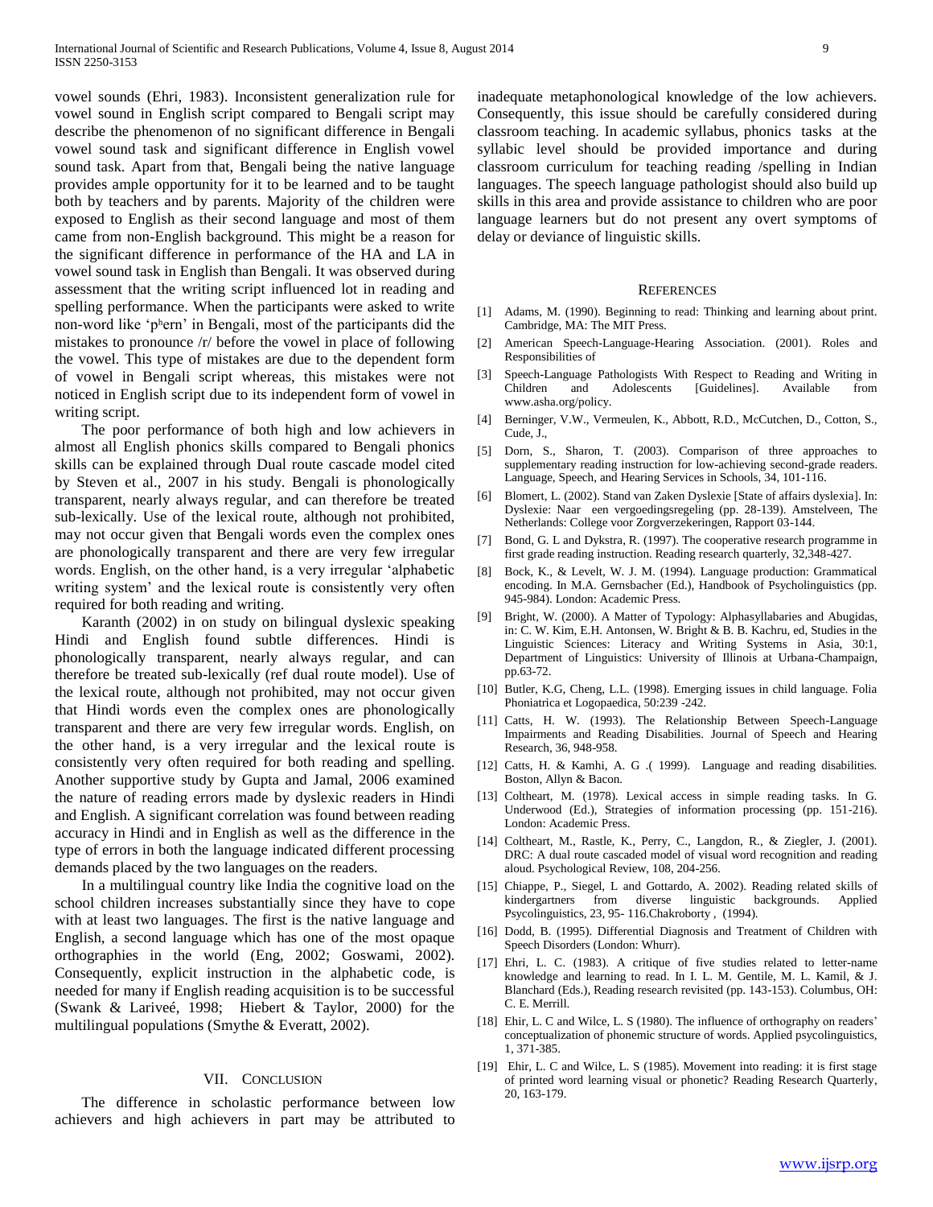vowel sounds (Ehri, 1983). Inconsistent generalization rule for vowel sound in English script compared to Bengali script may describe the phenomenon of no significant difference in Bengali vowel sound task and significant difference in English vowel sound task. Apart from that, Bengali being the native language provides ample opportunity for it to be learned and to be taught both by teachers and by parents. Majority of the children were exposed to English as their second language and most of them came from non-English background. This might be a reason for the significant difference in performance of the HA and LA in vowel sound task in English than Bengali. It was observed during assessment that the writing script influenced lot in reading and spelling performance. When the participants were asked to write non-word like 'pʰern' in Bengali, most of the participants did the mistakes to pronounce /r/ before the vowel in place of following the vowel. This type of mistakes are due to the dependent form of vowel in Bengali script whereas, this mistakes were not noticed in English script due to its independent form of vowel in writing script.

The poor performance of both high and low achievers in almost all English phonics skills compared to Bengali phonics skills can be explained through Dual route cascade model cited by Steven et al., 2007 in his study. Bengali is phonologically transparent, nearly always regular, and can therefore be treated sub-lexically. Use of the lexical route, although not prohibited, may not occur given that Bengali words even the complex ones are phonologically transparent and there are very few irregular words. English, on the other hand, is a very irregular 'alphabetic writing system' and the lexical route is consistently very often required for both reading and writing.

Karanth (2002) in on study on bilingual dyslexic speaking Hindi and English found subtle differences. Hindi is phonologically transparent, nearly always regular, and can therefore be treated sub-lexically (ref dual route model). Use of the lexical route, although not prohibited, may not occur given that Hindi words even the complex ones are phonologically transparent and there are very few irregular words. English, on the other hand, is a very irregular and the lexical route is consistently very often required for both reading and spelling. Another supportive study by Gupta and Jamal, 2006 examined the nature of reading errors made by dyslexic readers in Hindi and English. A significant correlation was found between reading accuracy in Hindi and in English as well as the difference in the type of errors in both the language indicated different processing demands placed by the two languages on the readers.

In a multilingual country like India the cognitive load on the school children increases substantially since they have to cope with at least two languages. The first is the native language and English, a second language which has one of the most opaque orthographies in the world (Eng, 2002; Goswami, 2002). Consequently, explicit instruction in the alphabetic code, is needed for many if English reading acquisition is to be successful (Swank & Lariveé, 1998; Hiebert & Taylor, 2000) for the multilingual populations (Smythe & Everatt, 2002).

## VII. Conclusion

The difference in scholastic performance between low achievers and high achievers in part may be attributed to inadequate metaphonological knowledge of the low achievers. Consequently, this issue should be carefully considered during classroom teaching. In academic syllabus, phonics tasks at the syllabic level should be provided importance and during classroom curriculum for teaching reading /spelling in Indian languages. The speech language pathologist should also build up skills in this area and provide assistance to children who are poor language learners but do not present any overt symptoms of delay or deviance of linguistic skills.

## References

[1] Adams, M. (1990). Beginning to read: Thinking and learning about print. Cambridge, MA: The MIT Press.

[2] American Speech-Language-Hearing Association. (2001). Roles and Responsibilities of

[3] Speech-Language Pathologists With Respect to Reading and Writing in Children and Adolescents [Guidelines]. Available from www.asha.org/policy.

[4] Berninger, V.W., Vermeulen, K., Abbott, R.D., McCutchen, D., Cotton, S., Cude, J.,

[5] Dorn, S., Sharon, T. (2003). Comparison of three approaches to supplementary reading instruction for low-achieving second-grade readers. Language, Speech, and Hearing Services in Schools, 34, 101-116.

[6] Blomert, L. (2002). Stand van Zaken Dyslexie [State of affairs dyslexia]. In: Dyslexie: Naar een vergoedingsregeling (pp. 28-139). Amstelveen, The Netherlands: College voor Zorgverzekeringen, Rapport 03-144.

[7] Bond, G. L and Dykstra, R. (1997). The cooperative research programme in first grade reading instruction. Reading research quarterly, 32,348-427.

[8] Bock, K., & Levelt, W. J. M. (1994). Language production: Grammatical encoding. In M.A. Gernsbacher (Ed.), Handbook of Psycholinguistics (pp. 945-984). London: Academic Press.

[9] Bright, W. (2000). A Matter of Typology: Alphasyllabaries and Abugidas, in: C. W. Kim, E.H. Antonsen, W. Bright & B. B. Kachru, ed, Studies in the Linguistic Sciences: Literacy and Writing Systems in Asia, 30:1, Department of Linguistics: University of Illinois at Urbana-Champaign, pp.63-72.

[10] Butler, K.G, Cheng, L.L. (1998). Emerging issues in child language. Folia Phoniatrica et Logopaedica, 50:239 -242.

[11] Catts, H. W. (1993). The Relationship Between Speech-Language Impairments and Reading Disabilities. Journal of Speech and Hearing Research, 36, 948-958.

[12] Catts, H. & Kamhi, A. G .( 1999). Language and reading disabilities. Boston, Allyn & Bacon.

[13] Coltheart, M. (1978). Lexical access in simple reading tasks. In G. Underwood (Ed.), Strategies of information processing (pp. 151-216). London: Academic Press.

[14] Coltheart, M., Rastle, K., Perry, C., Langdon, R., & Ziegler, J. (2001). DRC: A dual route cascaded model of visual word recognition and reading aloud. Psychological Review, 108, 204-256.

[15] Chiappe, P., Siegel, L and Gottardo, A. 2002). Reading related skills of kindergartners from diverse linguistic backgrounds. Applied Psycolinguistics, 23, 95- 116.Chakroborty , (1994).

[16] Dodd, B. (1995). Differential Diagnosis and Treatment of Children with Speech Disorders (London: Whurr).

[17] Ehri, L. C. (1983). A critique of five studies related to letter-name knowledge and learning to read. In I. L. M. Gentile, M. L. Kamil, & J. Blanchard (Eds.), Reading research revisited (pp. 143-153). Columbus, OH: C. E. Merrill.

[18] Ehir, L. C and Wilce, L. S (1980). The influence of orthography on readers' conceptualization of phonemic structure of words. Applied psycolinguistics, 1, 371-385.

[19] Ehir, L. C and Wilce, L. S (1985). Movement into reading: it is first stage of printed word learning visual or phonetic? Reading Research Quarterly, 20, 163-179.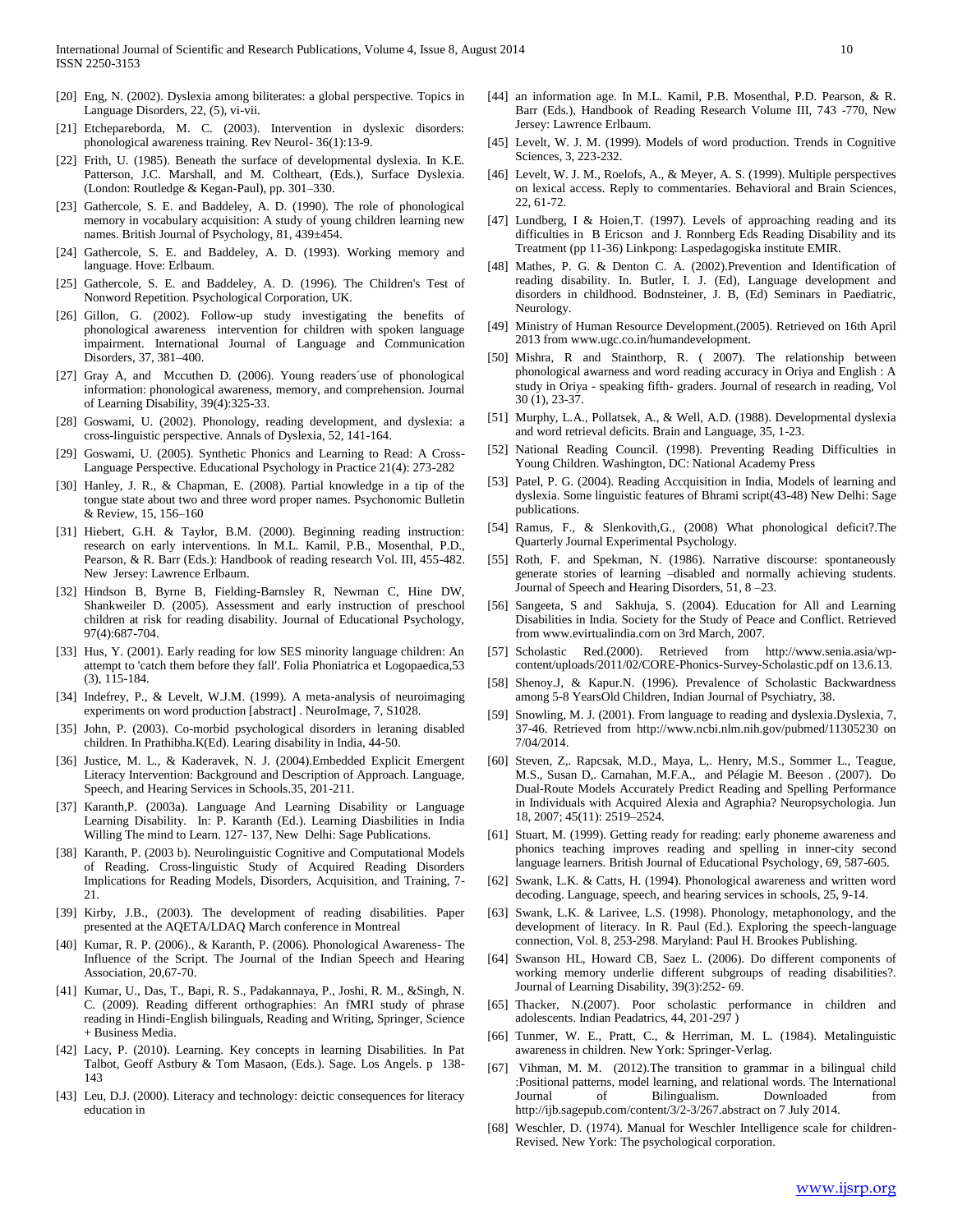[20] Eng, N. (2002). Dyslexia among biliterates: a global perspective. Topics in Language Disorders, 22, (5), vi-vii.

[21] Etchepareborda, M. C. (2003). Intervention in dyslexic disorders: phonological awareness training. Rev Neurol- 36(1):13-9.

[22] Frith, U. (1985). Beneath the surface of developmental dyslexia. In K.E. Patterson, J.C. Marshall, and M. Coltheart, (Eds.), Surface Dyslexia. (London: Routledge & Kegan-Paul), pp. 301–330.

[23] Gathercole, S. E. and Baddeley, A. D. (1990). The role of phonological memory in vocabulary acquisition: A study of young children learning new names. British Journal of Psychology, 81, 439±454.

[24] Gathercole, S. E. and Baddeley, A. D. (1993). Working memory and language. Hove: Erlbaum.

[25] Gathercole, S. E. and Baddeley, A. D. (1996). The Children's Test of Nonword Repetition. Psychological Corporation, UK.

[26] Gillon, G. (2002). Follow-up study investigating the benefits of phonological awareness intervention for children with spoken language impairment. International Journal of Language and Communication Disorders, 37, 381–400.

[27] Gray A, and Mccuthen D. (2006). Young readers´use of phonological information: phonological awareness, memory, and comprehension. Journal of Learning Disability, 39(4):325-33.

[28] Goswami, U. (2002). Phonology, reading development, and dyslexia: a cross-linguistic perspective. Annals of Dyslexia, 52, 141-164.

[29] Goswami, U. (2005). Synthetic Phonics and Learning to Read: A Cross-Language Perspective. Educational Psychology in Practice 21(4): 273-282

[30] Hanley, J. R., & Chapman, E. (2008). Partial knowledge in a tip of the tongue state about two and three word proper names. Psychonomic Bulletin & Review, 15, 156–160

[31] Hiebert, G.H. & Taylor, B.M. (2000). Beginning reading instruction: research on early interventions. In M.L. Kamil, P.B., Mosenthal, P.D., Pearson, & R. Barr (Eds.): Handbook of reading research Vol. III, 455-482. New Jersey: Lawrence Erlbaum.

[32] Hindson B, Byrne B, Fielding-Barnsley R, Newman C, Hine DW, Shankweiler D. (2005). Assessment and early instruction of preschool children at risk for reading disability. Journal of Educational Psychology, 97(4):687-704.

[33] Hus, Y. (2001). Early reading for low SES minority language children: An attempt to 'catch them before they fall'. Folia Phoniatrica et Logopaedica,53 (3), 115-184.

[34] Indefrey, P., & Levelt, W.J.M. (1999). A meta-analysis of neuroimaging experiments on word production [abstract] . NeuroImage, 7, S1028.

[35] John, P. (2003). Co-morbid psychological disorders in leraning disabled children. In Prathibha.K(Ed). Learing disability in India, 44-50.

[36] Justice, M. L., & Kaderavek, N. J. (2004).Embedded Explicit Emergent Literacy Intervention: Background and Description of Approach. Language, Speech, and Hearing Services in Schools.35, 201-211.

[37] Karanth,P. (2003a). Language And Learning Disability or Language Learning Disability. In: P. Karanth (Ed.). Learning Diasbilities in India Willing The mind to Learn. 127- 137, New Delhi: Sage Publications.

[38] Karanth, P. (2003 b). Neurolinguistic Cognitive and Computational Models of Reading. Cross-linguistic Study of Acquired Reading Disorders Implications for Reading Models, Disorders, Acquisition, and Training, 7-21.

[39] Kirby, J.B., (2003). The development of reading disabilities. Paper presented at the AQETA/LDAQ March conference in Montreal

[40] Kumar, R. P. (2006)., & Karanth, P. (2006). Phonological Awareness- The Influence of the Script. The Journal of the Indian Speech and Hearing Association, 20,67-70.

[41] Kumar, U., Das, T., Bapi, R. S., Padakannaya, P., Joshi, R. M., &Singh, N. C. (2009). Reading different orthographies: An fMRI study of phrase reading in Hindi-English bilinguals, Reading and Writing, Springer, Science + Business Media.

[42] Lacy, P. (2010). Learning. Key concepts in learning Disabilities. In Pat Talbot, Geoff Astbury & Tom Masaon, (Eds.). Sage. Los Angels. p 138-143

[43] Leu, D.J. (2000). Literacy and technology: deictic consequences for literacy education in

[44] an information age. In M.L. Kamil, P.B. Mosenthal, P.D. Pearson, & R. Barr (Eds.), Handbook of Reading Research Volume III, 743 -770, New Jersey: Lawrence Erlbaum.

[45] Levelt, W. J. M. (1999). Models of word production. Trends in Cognitive Sciences, 3, 223-232.

[46] Levelt, W. J. M., Roelofs, A., & Meyer, A. S. (1999). Multiple perspectives on lexical access. Reply to commentaries. Behavioral and Brain Sciences, 22, 61-72.

[47] Lundberg, I & Hoien,T. (1997). Levels of approaching reading and its difficulties in B Ericson and J. Ronnberg Eds Reading Disability and its Treatment (pp 11-36) Linkpong: Laspedagogiska institute EMIR.

[48] Mathes, P. G. & Denton C. A. (2002).Prevention and Identification of reading disability. In. Butler, I. J. (Ed), Language development and disorders in childhood. Bodnsteiner, J. B, (Ed) Seminars in Paediatric, Neurology.

[49] Ministry of Human Resource Development.(2005). Retrieved on 16th April 2013 from www.ugc.co.in/humandevelopment.

[50] Mishra, R and Stainthorp, R. ( 2007). The relationship between phonological awarness and word reading accuracy in Oriya and English : A study in Oriya - speaking fifth- graders. Journal of research in reading, Vol 30 (1), 23-37.

[51] Murphy, L.A., Pollatsek, A., & Well, A.D. (1988). Developmental dyslexia and word retrieval deficits. Brain and Language, 35, 1-23.

[52] National Reading Council. (1998). Preventing Reading Difficulties in Young Children. Washington, DC: National Academy Press

[53] Patel, P. G. (2004). Reading Accquisition in India, Models of learning and dyslexia. Some linguistic features of Bhrami script(43-48) New Delhi: Sage publications.

[54] Ramus, F., & Slenkovith,G., (2008) What phonological deficit?.The Quarterly Journal Experimental Psychology.

[55] Roth, F. and Spekman, N. (1986). Narrative discourse: spontaneously generate stories of learning –disabled and normally achieving students. Journal of Speech and Hearing Disorders, 51, 8 –23.

[56] Sangeeta, S and Sakhuja, S. (2004). Education for All and Learning Disabilities in India. Society for the Study of Peace and Conflict. Retrieved from www.evirtualindia.com on 3rd March, 2007.

[57] Scholastic Red.(2000). Retrieved from http://www.senia.asia/wp-content/uploads/2011/02/CORE-Phonics-Survey-Scholastic.pdf on 13.6.13.

[58] Shenoy.J, & Kapur.N. (1996). Prevalence of Scholastic Backwardness among 5-8 YearsOld Children, Indian Journal of Psychiatry, 38.

[59] Snowling, M. J. (2001). From language to reading and dyslexia.Dyslexia, 7, 37-46. Retrieved from http://www.ncbi.nlm.nih.gov/pubmed/11305230 on 7/04/2014.

[60] Steven, Z,. Rapcsak, M.D., Maya, L,. Henry, M.S., Sommer L., Teague, M.S., Susan D,. Carnahan, M.F.A., and Pélagie M. Beeson . (2007). Do Dual-Route Models Accurately Predict Reading and Spelling Performance in Individuals with Acquired Alexia and Agraphia? Neuropsychologia. Jun 18, 2007; 45(11): 2519–2524.

[61] Stuart, M. (1999). Getting ready for reading: early phoneme awareness and phonics teaching improves reading and spelling in inner-city second language learners. British Journal of Educational Psychology, 69, 587-605.

[62] Swank, L.K. & Catts, H. (1994). Phonological awareness and written word decoding. Language, speech, and hearing services in schools, 25, 9-14.

[63] Swank, L.K. & Larivee, L.S. (1998). Phonology, metaphonology, and the development of literacy. In R. Paul (Ed.). Exploring the speech-language connection, Vol. 8, 253-298. Maryland: Paul H. Brookes Publishing.

[64] Swanson HL, Howard CB, Saez L. (2006). Do different components of working memory underlie different subgroups of reading disabilities?. Journal of Learning Disability, 39(3):252- 69.

[65] Thacker, N.(2007). Poor scholastic performance in children and adolescents. Indian Peadatrics, 44, 201-297 )

[66] Tunmer, W. E., Pratt, C., & Herriman, M. L. (1984). Metalinguistic awareness in children. New York: Springer-Verlag.

[67] Vihman, M. M. (2012).The transition to grammar in a bilingual child :Positional patterns, model learning, and relational words. The International Journal of Bilingualism. Downloaded from http://ijb.sagepub.com/content/3/2-3/267.abstract on 7 July 2014.

[68] Weschler, D. (1974). Manual for Weschler Intelligence scale for children-Revised. New York: The psychological corporation.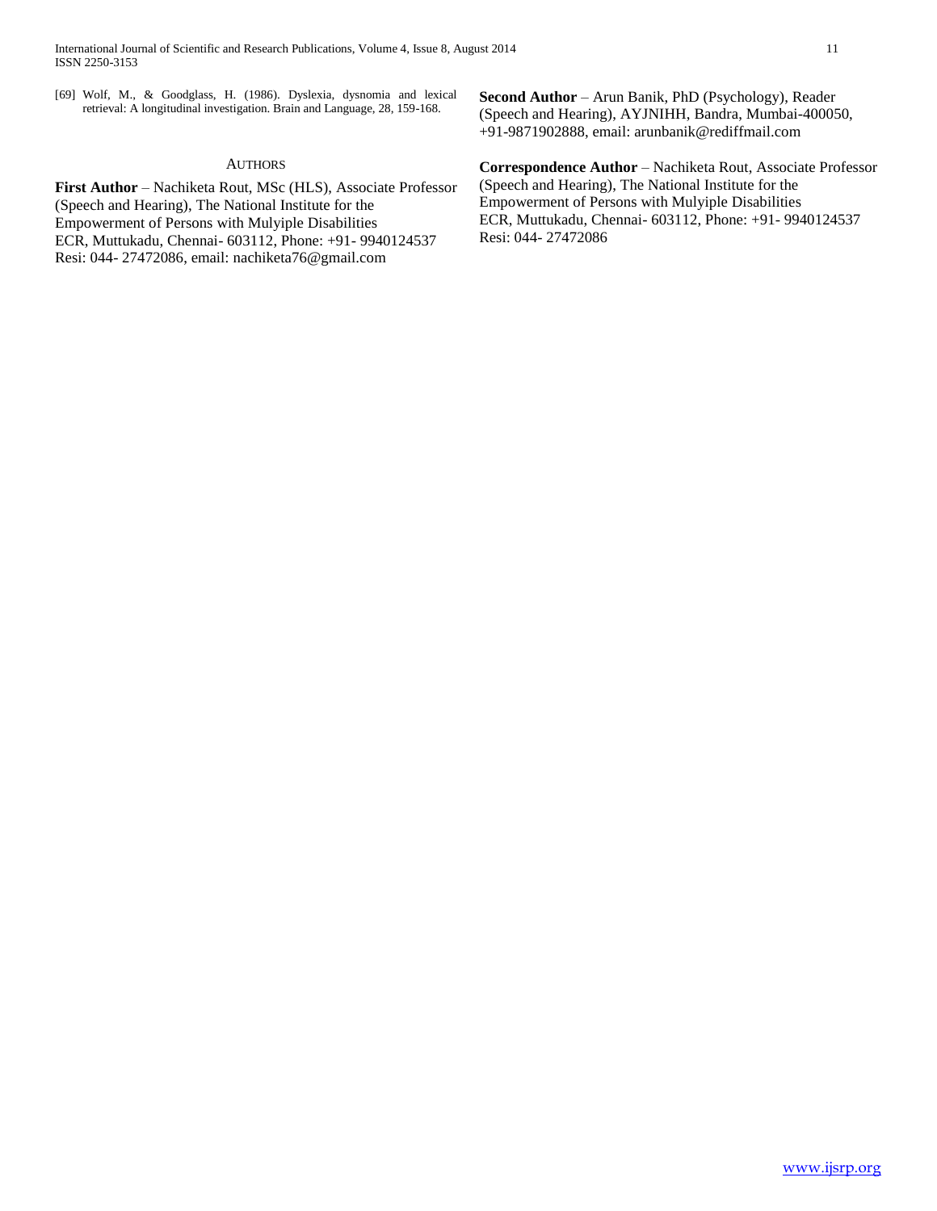[69] Wolf, M., & Goodglass, H. (1986). Dyslexia, dysnomia and lexical retrieval: A longitudinal investigation. Brain and Language, 28, 159-168.

## AUTHORS

**First Author** – Nachiketa Rout, MSc (HLS), Associate Professor (Speech and Hearing), The National Institute for the Empowerment of Persons with Mulyiple Disabilities ECR, Muttukadu, Chennai- 603112, Phone: +91- 9940124537 Resi: 044- 27472086, email: nachiketa76@gmail.com

**Second Author** – Arun Banik, PhD (Psychology), Reader (Speech and Hearing), AYJNIHH, Bandra, Mumbai-400050, +91-9871902888, email: arunbanik@rediffmail.com

**Correspondence Author** – Nachiketa Rout, Associate Professor (Speech and Hearing), The National Institute for the Empowerment of Persons with Mulyiple Disabilities ECR, Muttukadu, Chennai- 603112, Phone: +91- 9940124537 Resi: 044- 27472086